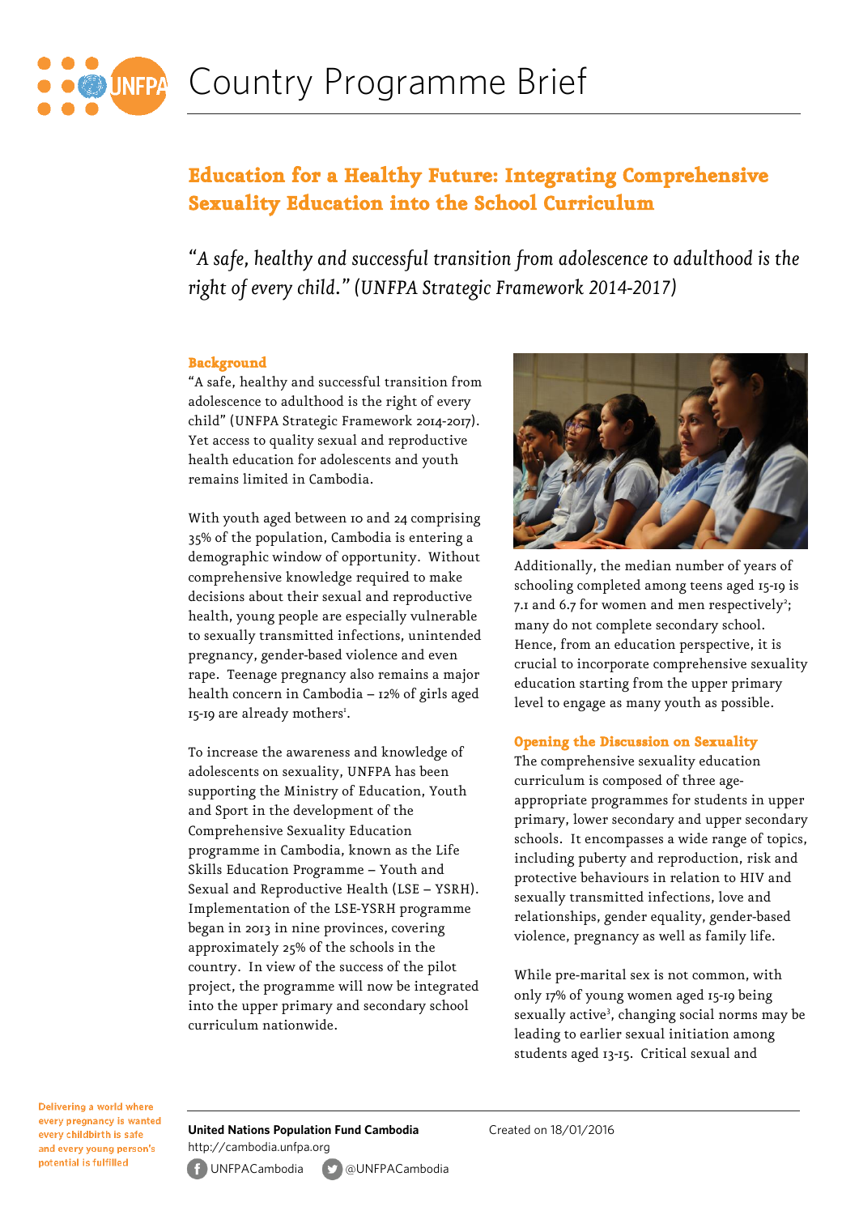# Country Programme Brief

## Education for a Healthy Future: Integrating Comprehensive Sexuality Education into the School Curriculum

*"A safe, healthy and successful transition from adolescence to adulthood is the right of every child." (UNFPA Strategic Framework 2014-2017)*

### Background

"A safe, healthy and successful transition from adolescence to adulthood is the right of every child" (UNFPA Strategic Framework 2014-2017). Yet access to quality sexual and reproductive health education for adolescents and youth remains limited in Cambodia.

With youth aged between 10 and 24 comprising 35% of the population, Cambodia is entering a demographic window of opportunity. Without comprehensive knowledge required to make decisions about their sexual and reproductive health, young people are especially vulnerable to sexually transmitted infections, unintended pregnancy, gender-based violence and even rape. Teenage pregnancy also remains a major health concern in Cambodia – 12% of girls aged 15-19 are already mothers[1].

To increase the awareness and knowledge of adolescents on sexuality, UNFPA has been supporting the Ministry of Education, Youth and Sport in the development of the Comprehensive Sexuality Education programme in Cambodia, known as the Life Skills Education Programme – Youth and Sexual and Reproductive Health (LSE – YSRH). Implementation of the LSE-YSRH programme began in 2013 in nine provinces, covering approximately 25% of the schools in the country. In view of the success of the pilot project, the programme will now be integrated into the upper primary and secondary school curriculum nationwide.

Additionally, the median number of years of schooling completed among teens aged 15-19 is 7.1 and 6.7 for women and men respectively[2]; many do not complete secondary school. Hence, from an education perspective, it is crucial to incorporate comprehensive sexuality education starting from the upper primary level to engage as many youth as possible.

### Opening the Discussion on Sexuality

The comprehensive sexuality education curriculum is composed of three age-appropriate programmes for students in upper primary, lower secondary and upper secondary schools. It encompasses a wide range of topics, including puberty and reproduction, risk and protective behaviours in relation to HIV and sexually transmitted infections, love and relationships, gender equality, gender-based violence, pregnancy as well as family life.

While pre-marital sex is not common, with only 17% of young women aged 15-19 being sexually active[3], changing social norms may be leading to earlier sexual initiation among students aged 13-15. Critical sexual and

Delivering a world where every pregnancy is wanted every childbirth is safe and every young person's potential is fulfilled

**United Nations Population Fund Cambodia**
http://cambodia.unfpa.org
UNFPACambodia @UNFPACambodia

Created on 18/01/2016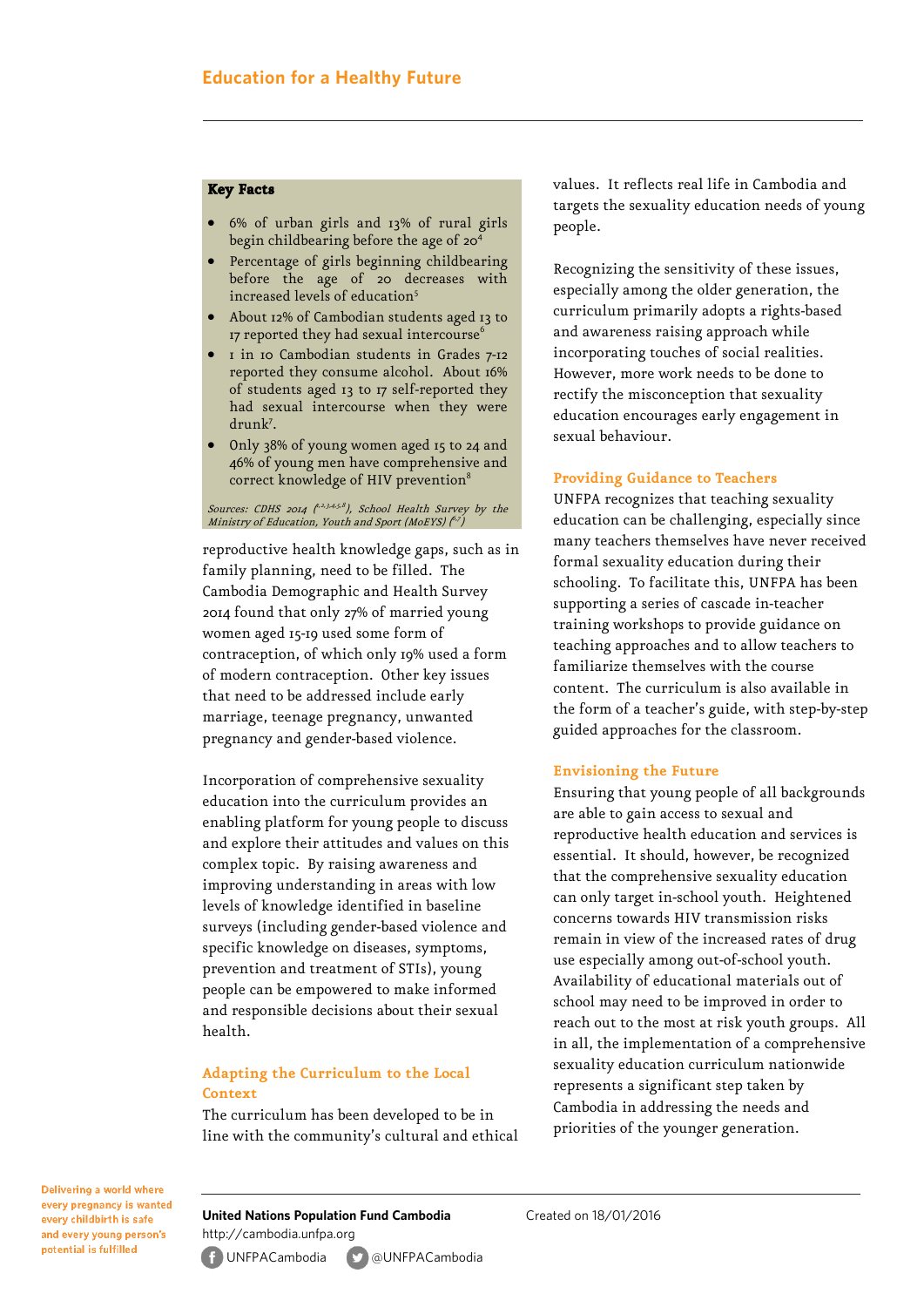## Key Facts

- 6% of urban girls and 13% of rural girls begin childbearing before the age of 20[4]
- Percentage of girls beginning childbearing before the age of 20 decreases with increased levels of education[5]
- About 12% of Cambodian students aged 13 to 17 reported they had sexual intercourse[6]
- 1 in 10 Cambodian students in Grades 7-12 reported they consume alcohol. About 16% of students aged 13 to 17 self-reported they had sexual intercourse when they were drunk[7].
- Only 38% of young women aged 15 to 24 and 46% of young men have comprehensive and correct knowledge of HIV prevention[8]

*Sources: CDHS 2014 ([1,2,3,4,5,8]), School Health Survey by the Ministry of Education, Youth and Sport (MoEYS) ([6,7])*

reproductive health knowledge gaps, such as in family planning, need to be filled. The Cambodia Demographic and Health Survey 2014 found that only 27% of married young women aged 15-19 used some form of contraception, of which only 19% used a form of modern contraception. Other key issues that need to be addressed include early marriage, teenage pregnancy, unwanted pregnancy and gender-based violence.

Incorporation of comprehensive sexuality education into the curriculum provides an enabling platform for young people to discuss and explore their attitudes and values on this complex topic. By raising awareness and improving understanding in areas with low levels of knowledge identified in baseline surveys (including gender-based violence and specific knowledge on diseases, symptoms, prevention and treatment of STIs), young people can be empowered to make informed and responsible decisions about their sexual health.

### Adapting the Curriculum to the Local Context

The curriculum has been developed to be in line with the community's cultural and ethical values. It reflects real life in Cambodia and targets the sexuality education needs of young people.

Recognizing the sensitivity of these issues, especially among the older generation, the curriculum primarily adopts a rights-based and awareness raising approach while incorporating touches of social realities. However, more work needs to be done to rectify the misconception that sexuality education encourages early engagement in sexual behaviour.

### Providing Guidance to Teachers

UNFPA recognizes that teaching sexuality education can be challenging, especially since many teachers themselves have never received formal sexuality education during their schooling. To facilitate this, UNFPA has been supporting a series of cascade in-teacher training workshops to provide guidance on teaching approaches and to allow teachers to familiarize themselves with the course content. The curriculum is also available in the form of a teacher's guide, with step-by-step guided approaches for the classroom.

### Envisioning the Future

Ensuring that young people of all backgrounds are able to gain access to sexual and reproductive health education and services is essential. It should, however, be recognized that the comprehensive sexuality education can only target in-school youth. Heightened concerns towards HIV transmission risks remain in view of the increased rates of drug use especially among out-of-school youth. Availability of educational materials out of school may need to be improved in order to reach out to the most at risk youth groups. All in all, the implementation of a comprehensive sexuality education curriculum nationwide represents a significant step taken by Cambodia in addressing the needs and priorities of the younger generation.

Delivering a world where every pregnancy is wanted every childbirth is safe and every young person's potential is fulfilled

**United Nations Population Fund Cambodia**
http://cambodia.unfpa.org
UNFPACambodia @UNFPACambodia

Created on 18/01/2016